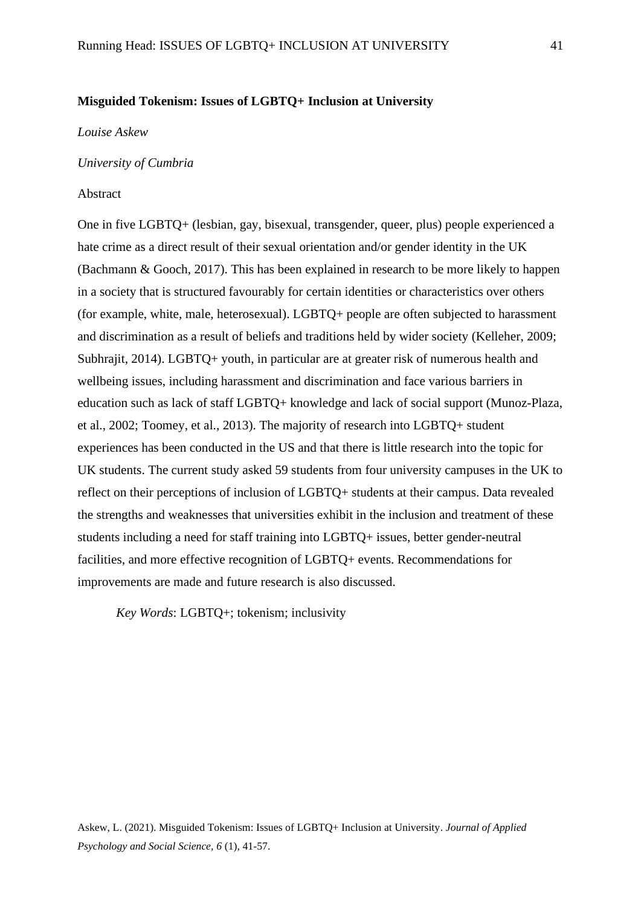# Misguided Tokenism: Issues of LGBTQ+ Inclusion at University

*Louise Askew*

*University of Cumbria*

## Abstract

One in five LGBTQ+ (lesbian, gay, bisexual, transgender, queer, plus) people experienced a hate crime as a direct result of their sexual orientation and/or gender identity in the UK (Bachmann & Gooch, 2017). This has been explained in research to be more likely to happen in a society that is structured favourably for certain identities or characteristics over others (for example, white, male, heterosexual). LGBTQ+ people are often subjected to harassment and discrimination as a result of beliefs and traditions held by wider society (Kelleher, 2009; Subhrajit, 2014). LGBTQ+ youth, in particular are at greater risk of numerous health and wellbeing issues, including harassment and discrimination and face various barriers in education such as lack of staff LGBTQ+ knowledge and lack of social support (Munoz-Plaza, et al., 2002; Toomey, et al., 2013). The majority of research into LGBTQ+ student experiences has been conducted in the US and that there is little research into the topic for UK students. The current study asked 59 students from four university campuses in the UK to reflect on their perceptions of inclusion of LGBTQ+ students at their campus. Data revealed the strengths and weaknesses that universities exhibit in the inclusion and treatment of these students including a need for staff training into LGBTQ+ issues, better gender-neutral facilities, and more effective recognition of LGBTQ+ events. Recommendations for improvements are made and future research is also discussed.

*Key Words*: LGBTQ+; tokenism; inclusivity

Askew, L. (2021). Misguided Tokenism: Issues of LGBTQ+ Inclusion at University. *Journal of Applied Psychology and Social Science, 6* (1), 41-57.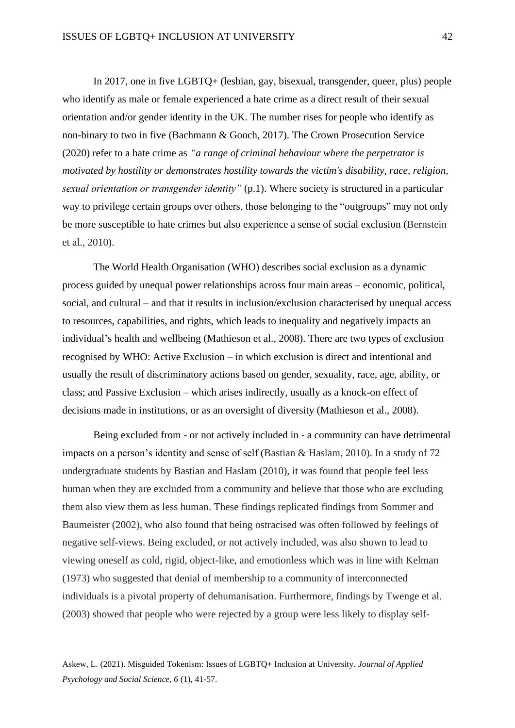In 2017, one in five LGBTQ+ (lesbian, gay, bisexual, transgender, queer, plus) people who identify as male or female experienced a hate crime as a direct result of their sexual orientation and/or gender identity in the UK. The number rises for people who identify as non-binary to two in five (Bachmann & Gooch, 2017). The Crown Prosecution Service (2020) refer to a hate crime as *"a range of criminal behaviour where the perpetrator is motivated by hostility or demonstrates hostility towards the victim's disability, race, religion, sexual orientation or transgender identity"* (p.1). Where society is structured in a particular way to privilege certain groups over others, those belonging to the "outgroups" may not only be more susceptible to hate crimes but also experience a sense of social exclusion (Bernstein et al., 2010).

The World Health Organisation (WHO) describes social exclusion as a dynamic process guided by unequal power relationships across four main areas – economic, political, social, and cultural – and that it results in inclusion/exclusion characterised by unequal access to resources, capabilities, and rights, which leads to inequality and negatively impacts an individual's health and wellbeing (Mathieson et al., 2008). There are two types of exclusion recognised by WHO: Active Exclusion – in which exclusion is direct and intentional and usually the result of discriminatory actions based on gender, sexuality, race, age, ability, or class; and Passive Exclusion – which arises indirectly, usually as a knock-on effect of decisions made in institutions, or as an oversight of diversity (Mathieson et al., 2008).

Being excluded from - or not actively included in - a community can have detrimental impacts on a person's identity and sense of self (Bastian & Haslam, 2010). In a study of 72 undergraduate students by Bastian and Haslam (2010), it was found that people feel less human when they are excluded from a community and believe that those who are excluding them also view them as less human. These findings replicated findings from Sommer and Baumeister (2002), who also found that being ostracised was often followed by feelings of negative self-views. Being excluded, or not actively included, was also shown to lead to viewing oneself as cold, rigid, object-like, and emotionless which was in line with Kelman (1973) who suggested that denial of membership to a community of interconnected individuals is a pivotal property of dehumanisation. Furthermore, findings by Twenge et al. (2003) showed that people who were rejected by a group were less likely to display self-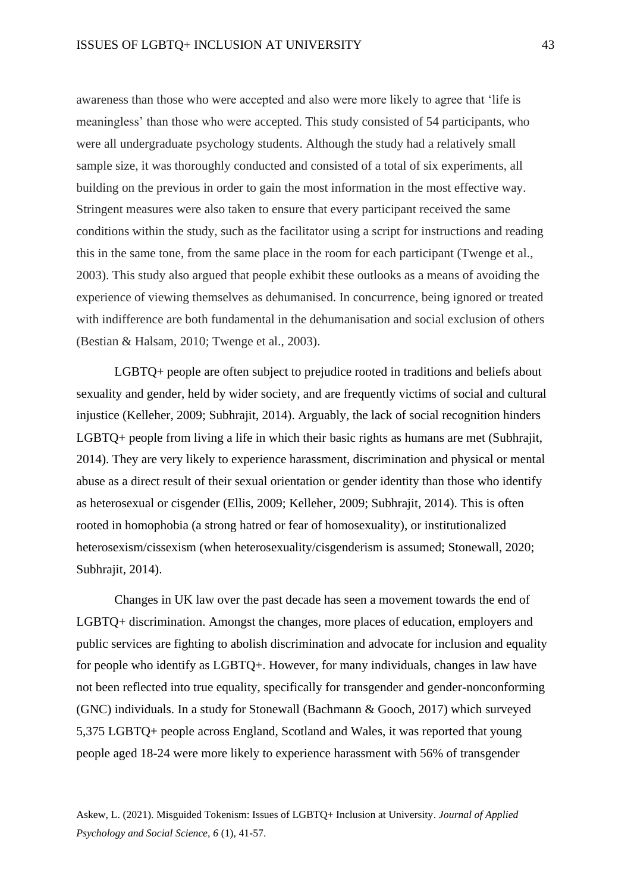awareness than those who were accepted and also were more likely to agree that 'life is meaningless' than those who were accepted. This study consisted of 54 participants, who were all undergraduate psychology students. Although the study had a relatively small sample size, it was thoroughly conducted and consisted of a total of six experiments, all building on the previous in order to gain the most information in the most effective way. Stringent measures were also taken to ensure that every participant received the same conditions within the study, such as the facilitator using a script for instructions and reading this in the same tone, from the same place in the room for each participant (Twenge et al., 2003). This study also argued that people exhibit these outlooks as a means of avoiding the experience of viewing themselves as dehumanised. In concurrence, being ignored or treated with indifference are both fundamental in the dehumanisation and social exclusion of others (Bestian & Halsam, 2010; Twenge et al., 2003).

LGBTQ+ people are often subject to prejudice rooted in traditions and beliefs about sexuality and gender, held by wider society, and are frequently victims of social and cultural injustice (Kelleher, 2009; Subhrajit, 2014). Arguably, the lack of social recognition hinders LGBTQ+ people from living a life in which their basic rights as humans are met (Subhrajit, 2014). They are very likely to experience harassment, discrimination and physical or mental abuse as a direct result of their sexual orientation or gender identity than those who identify as heterosexual or cisgender (Ellis, 2009; Kelleher, 2009; Subhrajit, 2014). This is often rooted in homophobia (a strong hatred or fear of homosexuality), or institutionalized heterosexism/cissexism (when heterosexuality/cisgenderism is assumed; Stonewall, 2020; Subhrajit, 2014).

Changes in UK law over the past decade has seen a movement towards the end of LGBTQ+ discrimination. Amongst the changes, more places of education, employers and public services are fighting to abolish discrimination and advocate for inclusion and equality for people who identify as LGBTQ+. However, for many individuals, changes in law have not been reflected into true equality, specifically for transgender and gender-nonconforming (GNC) individuals. In a study for Stonewall (Bachmann & Gooch, 2017) which surveyed 5,375 LGBTQ+ people across England, Scotland and Wales, it was reported that young people aged 18-24 were more likely to experience harassment with 56% of transgender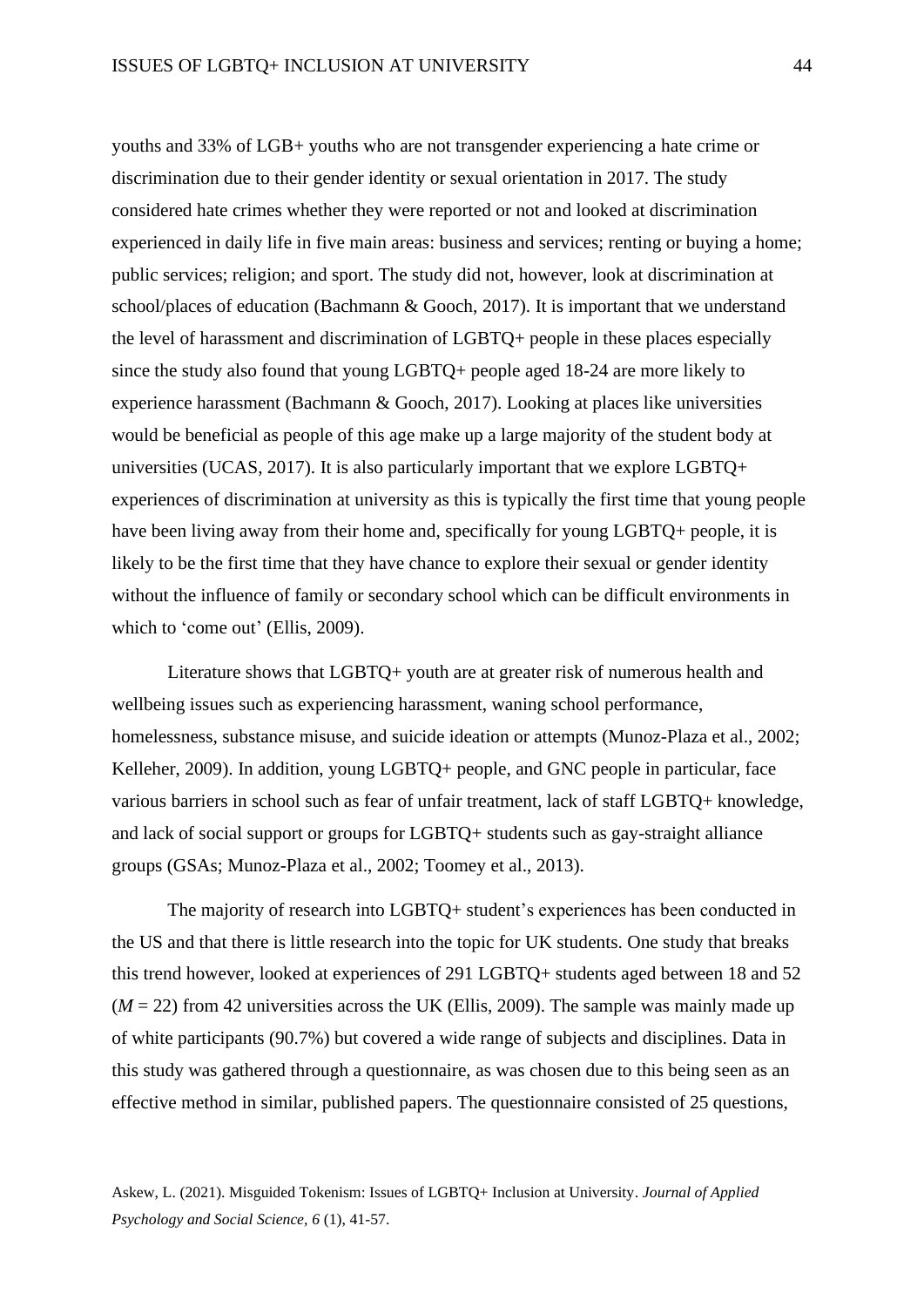youths and 33% of LGB+ youths who are not transgender experiencing a hate crime or discrimination due to their gender identity or sexual orientation in 2017. The study considered hate crimes whether they were reported or not and looked at discrimination experienced in daily life in five main areas: business and services; renting or buying a home; public services; religion; and sport. The study did not, however, look at discrimination at school/places of education (Bachmann & Gooch, 2017). It is important that we understand the level of harassment and discrimination of LGBTQ+ people in these places especially since the study also found that young LGBTQ+ people aged 18-24 are more likely to experience harassment (Bachmann & Gooch, 2017). Looking at places like universities would be beneficial as people of this age make up a large majority of the student body at universities (UCAS, 2017). It is also particularly important that we explore LGBTQ+ experiences of discrimination at university as this is typically the first time that young people have been living away from their home and, specifically for young LGBTQ+ people, it is likely to be the first time that they have chance to explore their sexual or gender identity without the influence of family or secondary school which can be difficult environments in which to 'come out' (Ellis, 2009).

Literature shows that LGBTQ+ youth are at greater risk of numerous health and wellbeing issues such as experiencing harassment, waning school performance, homelessness, substance misuse, and suicide ideation or attempts (Munoz-Plaza et al., 2002; Kelleher, 2009). In addition, young LGBTQ+ people, and GNC people in particular, face various barriers in school such as fear of unfair treatment, lack of staff LGBTQ+ knowledge, and lack of social support or groups for LGBTQ+ students such as gay-straight alliance groups (GSAs; Munoz-Plaza et al., 2002; Toomey et al., 2013).

The majority of research into LGBTQ+ student's experiences has been conducted in the US and that there is little research into the topic for UK students. One study that breaks this trend however, looked at experiences of 291 LGBTQ+ students aged between 18 and 52 (*M* = 22) from 42 universities across the UK (Ellis, 2009). The sample was mainly made up of white participants (90.7%) but covered a wide range of subjects and disciplines. Data in this study was gathered through a questionnaire, as was chosen due to this being seen as an effective method in similar, published papers. The questionnaire consisted of 25 questions,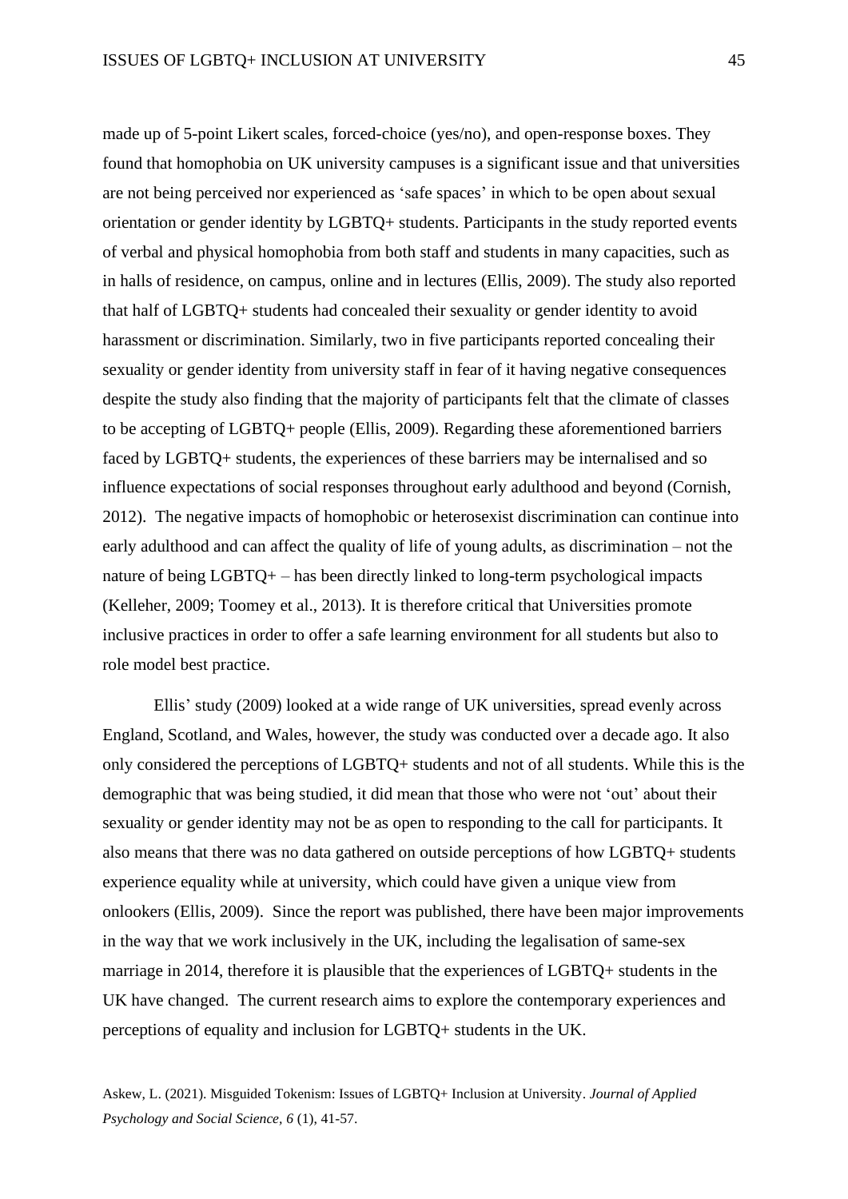made up of 5-point Likert scales, forced-choice (yes/no), and open-response boxes. They found that homophobia on UK university campuses is a significant issue and that universities are not being perceived nor experienced as 'safe spaces' in which to be open about sexual orientation or gender identity by LGBTQ+ students. Participants in the study reported events of verbal and physical homophobia from both staff and students in many capacities, such as in halls of residence, on campus, online and in lectures (Ellis, 2009). The study also reported that half of LGBTQ+ students had concealed their sexuality or gender identity to avoid harassment or discrimination. Similarly, two in five participants reported concealing their sexuality or gender identity from university staff in fear of it having negative consequences despite the study also finding that the majority of participants felt that the climate of classes to be accepting of LGBTQ+ people (Ellis, 2009). Regarding these aforementioned barriers faced by LGBTQ+ students, the experiences of these barriers may be internalised and so influence expectations of social responses throughout early adulthood and beyond (Cornish, 2012). The negative impacts of homophobic or heterosexist discrimination can continue into early adulthood and can affect the quality of life of young adults, as discrimination – not the nature of being LGBTQ+ – has been directly linked to long-term psychological impacts (Kelleher, 2009; Toomey et al., 2013). It is therefore critical that Universities promote inclusive practices in order to offer a safe learning environment for all students but also to role model best practice.

Ellis' study (2009) looked at a wide range of UK universities, spread evenly across England, Scotland, and Wales, however, the study was conducted over a decade ago. It also only considered the perceptions of LGBTQ+ students and not of all students. While this is the demographic that was being studied, it did mean that those who were not 'out' about their sexuality or gender identity may not be as open to responding to the call for participants. It also means that there was no data gathered on outside perceptions of how LGBTQ+ students experience equality while at university, which could have given a unique view from onlookers (Ellis, 2009). Since the report was published, there have been major improvements in the way that we work inclusively in the UK, including the legalisation of same-sex marriage in 2014, therefore it is plausible that the experiences of LGBTQ+ students in the UK have changed. The current research aims to explore the contemporary experiences and perceptions of equality and inclusion for LGBTQ+ students in the UK.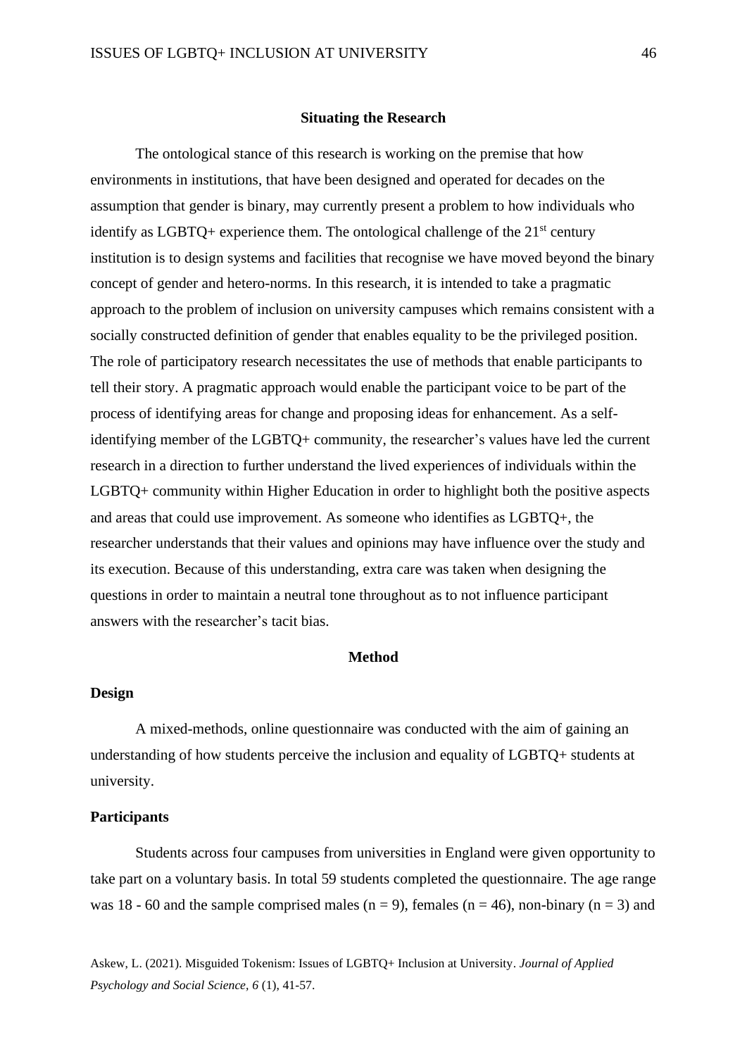## Situating the Research

The ontological stance of this research is working on the premise that how environments in institutions, that have been designed and operated for decades on the assumption that gender is binary, may currently present a problem to how individuals who identify as LGBTQ+ experience them. The ontological challenge of the 21st century institution is to design systems and facilities that recognise we have moved beyond the binary concept of gender and hetero-norms. In this research, it is intended to take a pragmatic approach to the problem of inclusion on university campuses which remains consistent with a socially constructed definition of gender that enables equality to be the privileged position. The role of participatory research necessitates the use of methods that enable participants to tell their story. A pragmatic approach would enable the participant voice to be part of the process of identifying areas for change and proposing ideas for enhancement. As a self-identifying member of the LGBTQ+ community, the researcher's values have led the current research in a direction to further understand the lived experiences of individuals within the LGBTQ+ community within Higher Education in order to highlight both the positive aspects and areas that could use improvement. As someone who identifies as LGBTQ+, the researcher understands that their values and opinions may have influence over the study and its execution. Because of this understanding, extra care was taken when designing the questions in order to maintain a neutral tone throughout as to not influence participant answers with the researcher's tacit bias.

## Method

### Design

A mixed-methods, online questionnaire was conducted with the aim of gaining an understanding of how students perceive the inclusion and equality of LGBTQ+ students at university.

### Participants

Students across four campuses from universities in England were given opportunity to take part on a voluntary basis. In total 59 students completed the questionnaire. The age range was 18 - 60 and the sample comprised males ($n = 9$), females ($n = 46$), non-binary ($n = 3$) and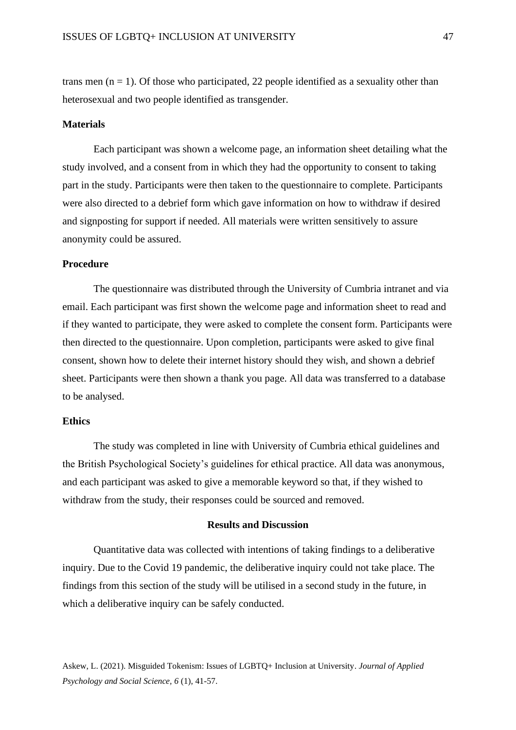trans men ($n = 1$). Of those who participated, 22 people identified as a sexuality other than heterosexual and two people identified as transgender.

### Materials

Each participant was shown a welcome page, an information sheet detailing what the study involved, and a consent from in which they had the opportunity to consent to taking part in the study. Participants were then taken to the questionnaire to complete. Participants were also directed to a debrief form which gave information on how to withdraw if desired and signposting for support if needed. All materials were written sensitively to assure anonymity could be assured.

### Procedure

The questionnaire was distributed through the University of Cumbria intranet and via email. Each participant was first shown the welcome page and information sheet to read and if they wanted to participate, they were asked to complete the consent form. Participants were then directed to the questionnaire. Upon completion, participants were asked to give final consent, shown how to delete their internet history should they wish, and shown a debrief sheet. Participants were then shown a thank you page. All data was transferred to a database to be analysed.

### Ethics

The study was completed in line with University of Cumbria ethical guidelines and the British Psychological Society's guidelines for ethical practice. All data was anonymous, and each participant was asked to give a memorable keyword so that, if they wished to withdraw from the study, their responses could be sourced and removed.

## Results and Discussion

Quantitative data was collected with intentions of taking findings to a deliberative inquiry. Due to the Covid 19 pandemic, the deliberative inquiry could not take place. The findings from this section of the study will be utilised in a second study in the future, in which a deliberative inquiry can be safely conducted.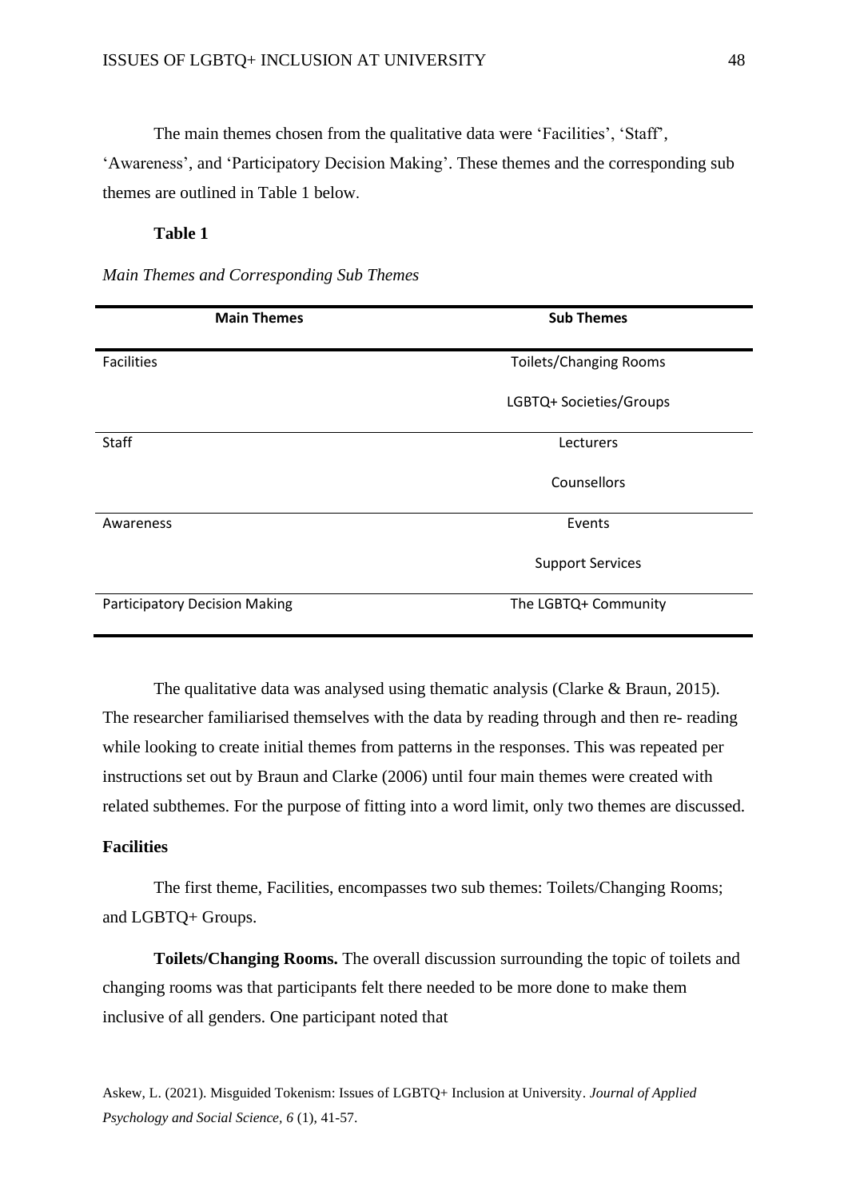The main themes chosen from the qualitative data were 'Facilities', 'Staff', 'Awareness', and 'Participatory Decision Making'. These themes and the corresponding sub themes are outlined in Table 1 below.

**Table 1**

*Main Themes and Corresponding Sub Themes*

| Main Themes | Sub Themes |
|---|---|
| Facilities | Toilets/Changing Rooms |
| | LGBTQ+ Societies/Groups |
| Staff | Lecturers |
| | Counsellors |
| Awareness | Events |
| | Support Services |
| Participatory Decision Making | The LGBTQ+ Community |

The qualitative data was analysed using thematic analysis (Clarke & Braun, 2015). The researcher familiarised themselves with the data by reading through and then re- reading while looking to create initial themes from patterns in the responses. This was repeated per instructions set out by Braun and Clarke (2006) until four main themes were created with related subthemes. For the purpose of fitting into a word limit, only two themes are discussed.

## Facilities

The first theme, Facilities, encompasses two sub themes: Toilets/Changing Rooms; and LGBTQ+ Groups.

**Toilets/Changing Rooms.** The overall discussion surrounding the topic of toilets and changing rooms was that participants felt there needed to be more done to make them inclusive of all genders. One participant noted that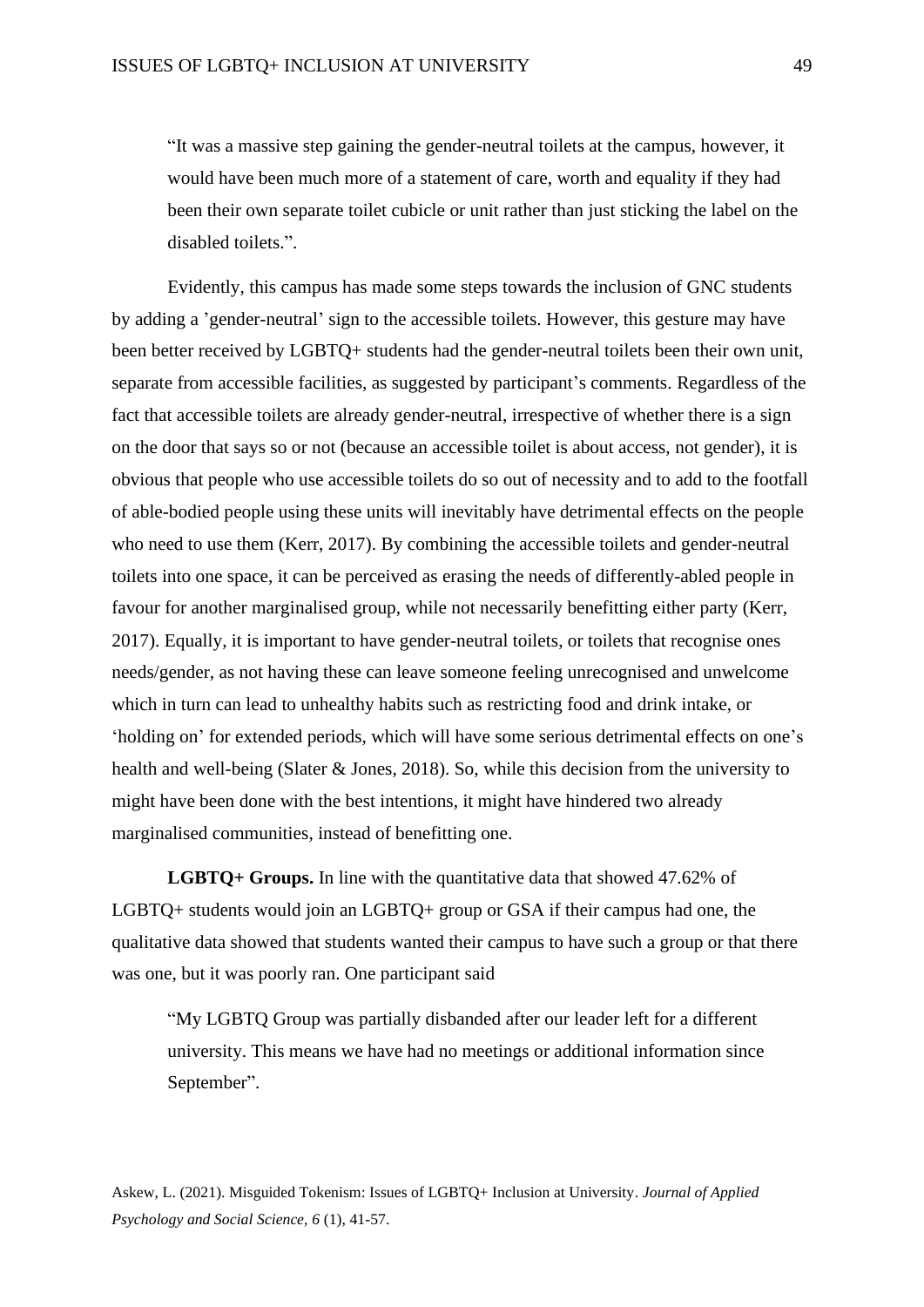> "It was a massive step gaining the gender-neutral toilets at the campus, however, it would have been much more of a statement of care, worth and equality if they had been their own separate toilet cubicle or unit rather than just sticking the label on the disabled toilets.".

Evidently, this campus has made some steps towards the inclusion of GNC students by adding a 'gender-neutral' sign to the accessible toilets. However, this gesture may have been better received by LGBTQ+ students had the gender-neutral toilets been their own unit, separate from accessible facilities, as suggested by participant's comments. Regardless of the fact that accessible toilets are already gender-neutral, irrespective of whether there is a sign on the door that says so or not (because an accessible toilet is about access, not gender), it is obvious that people who use accessible toilets do so out of necessity and to add to the footfall of able-bodied people using these units will inevitably have detrimental effects on the people who need to use them (Kerr, 2017). By combining the accessible toilets and gender-neutral toilets into one space, it can be perceived as erasing the needs of differently-abled people in favour for another marginalised group, while not necessarily benefitting either party (Kerr, 2017). Equally, it is important to have gender-neutral toilets, or toilets that recognise ones needs/gender, as not having these can leave someone feeling unrecognised and unwelcome which in turn can lead to unhealthy habits such as restricting food and drink intake, or 'holding on' for extended periods, which will have some serious detrimental effects on one's health and well-being (Slater & Jones, 2018). So, while this decision from the university to might have been done with the best intentions, it might have hindered two already marginalised communities, instead of benefitting one.

**LGBTQ+ Groups.** In line with the quantitative data that showed 47.62% of LGBTQ+ students would join an LGBTQ+ group or GSA if their campus had one, the qualitative data showed that students wanted their campus to have such a group or that there was one, but it was poorly ran. One participant said

> "My LGBTQ Group was partially disbanded after our leader left for a different university. This means we have had no meetings or additional information since September".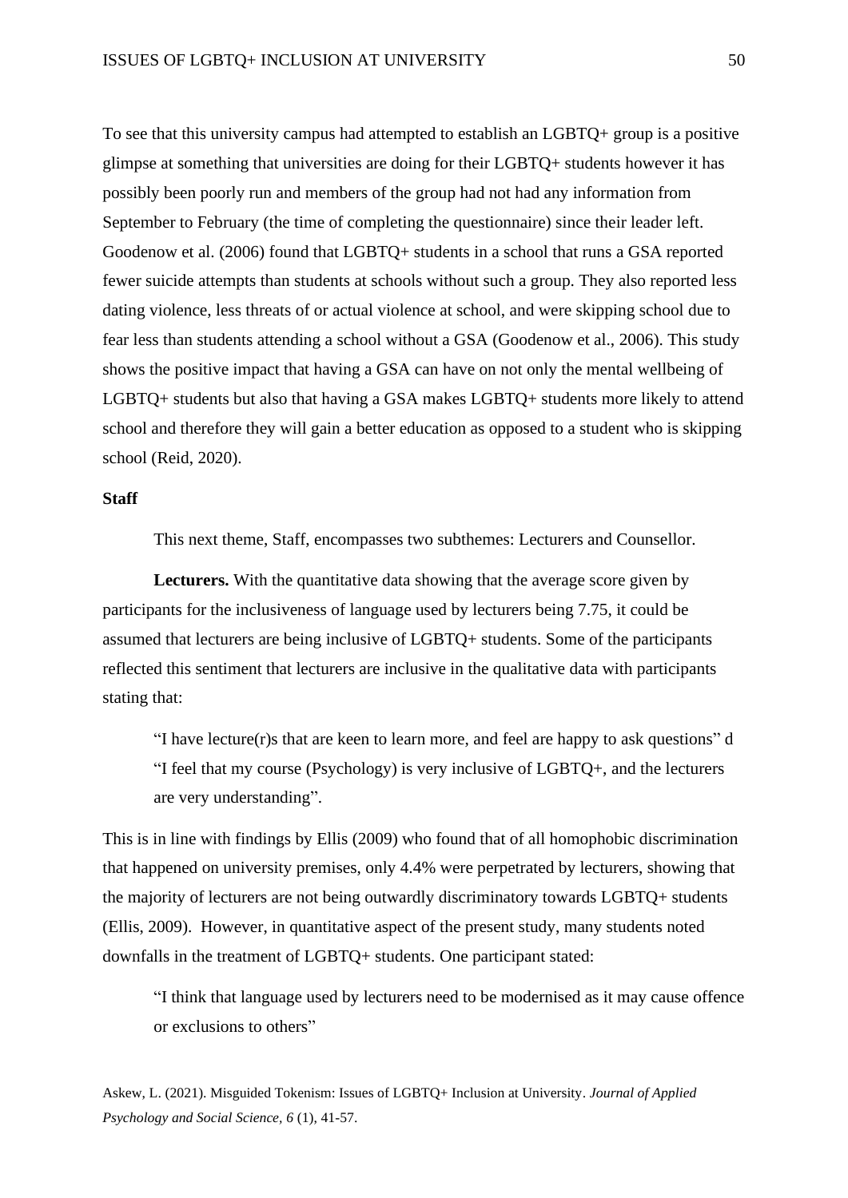To see that this university campus had attempted to establish an LGBTQ+ group is a positive glimpse at something that universities are doing for their LGBTQ+ students however it has possibly been poorly run and members of the group had not had any information from September to February (the time of completing the questionnaire) since their leader left. Goodenow et al. (2006) found that LGBTQ+ students in a school that runs a GSA reported fewer suicide attempts than students at schools without such a group. They also reported less dating violence, less threats of or actual violence at school, and were skipping school due to fear less than students attending a school without a GSA (Goodenow et al., 2006). This study shows the positive impact that having a GSA can have on not only the mental wellbeing of LGBTQ+ students but also that having a GSA makes LGBTQ+ students more likely to attend school and therefore they will gain a better education as opposed to a student who is skipping school (Reid, 2020).

**Staff**

This next theme, Staff, encompasses two subthemes: Lecturers and Counsellor.

**Lecturers.** With the quantitative data showing that the average score given by participants for the inclusiveness of language used by lecturers being 7.75, it could be assumed that lecturers are being inclusive of LGBTQ+ students. Some of the participants reflected this sentiment that lecturers are inclusive in the qualitative data with participants stating that:

> "I have lecture(r)s that are keen to learn more, and feel are happy to ask questions" d "I feel that my course (Psychology) is very inclusive of LGBTQ+, and the lecturers are very understanding".

This is in line with findings by Ellis (2009) who found that of all homophobic discrimination that happened on university premises, only 4.4% were perpetrated by lecturers, showing that the majority of lecturers are not being outwardly discriminatory towards LGBTQ+ students (Ellis, 2009). However, in quantitative aspect of the present study, many students noted downfalls in the treatment of LGBTQ+ students. One participant stated:

> "I think that language used by lecturers need to be modernised as it may cause offence or exclusions to others"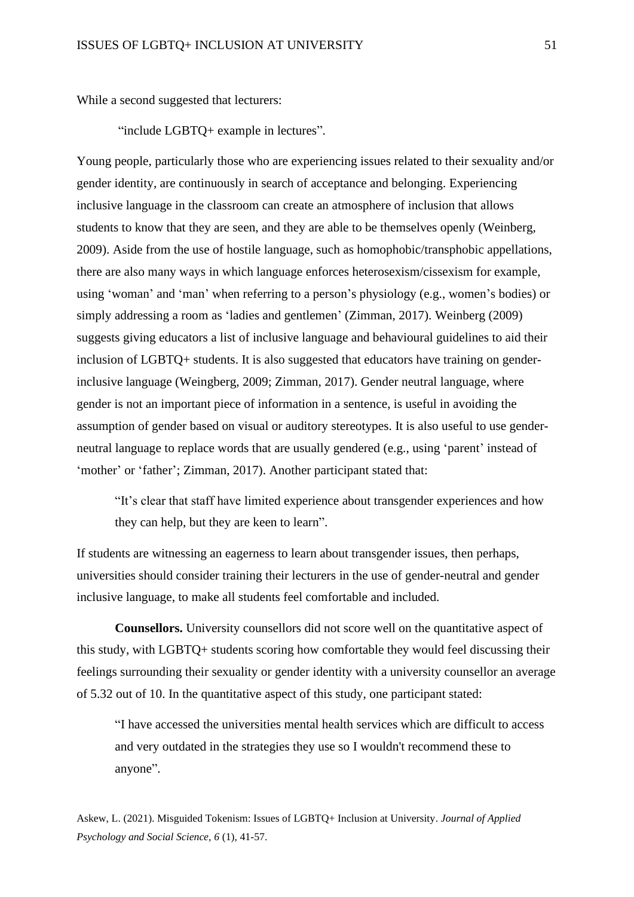While a second suggested that lecturers:

> "include LGBTQ+ example in lectures".

Young people, particularly those who are experiencing issues related to their sexuality and/or gender identity, are continuously in search of acceptance and belonging. Experiencing inclusive language in the classroom can create an atmosphere of inclusion that allows students to know that they are seen, and they are able to be themselves openly (Weinberg, 2009). Aside from the use of hostile language, such as homophobic/transphobic appellations, there are also many ways in which language enforces heterosexism/cissexism for example, using 'woman' and 'man' when referring to a person's physiology (e.g., women's bodies) or simply addressing a room as 'ladies and gentlemen' (Zimman, 2017). Weinberg (2009) suggests giving educators a list of inclusive language and behavioural guidelines to aid their inclusion of LGBTQ+ students. It is also suggested that educators have training on gender-inclusive language (Weingberg, 2009; Zimman, 2017). Gender neutral language, where gender is not an important piece of information in a sentence, is useful in avoiding the assumption of gender based on visual or auditory stereotypes. It is also useful to use gender-neutral language to replace words that are usually gendered (e.g., using 'parent' instead of 'mother' or 'father'; Zimman, 2017). Another participant stated that:

> "It's clear that staff have limited experience about transgender experiences and how they can help, but they are keen to learn".

If students are witnessing an eagerness to learn about transgender issues, then perhaps, universities should consider training their lecturers in the use of gender-neutral and gender inclusive language, to make all students feel comfortable and included.

**Counsellors.** University counsellors did not score well on the quantitative aspect of this study, with LGBTQ+ students scoring how comfortable they would feel discussing their feelings surrounding their sexuality or gender identity with a university counsellor an average of 5.32 out of 10. In the quantitative aspect of this study, one participant stated:

> "I have accessed the universities mental health services which are difficult to access and very outdated in the strategies they use so I wouldn't recommend these to anyone".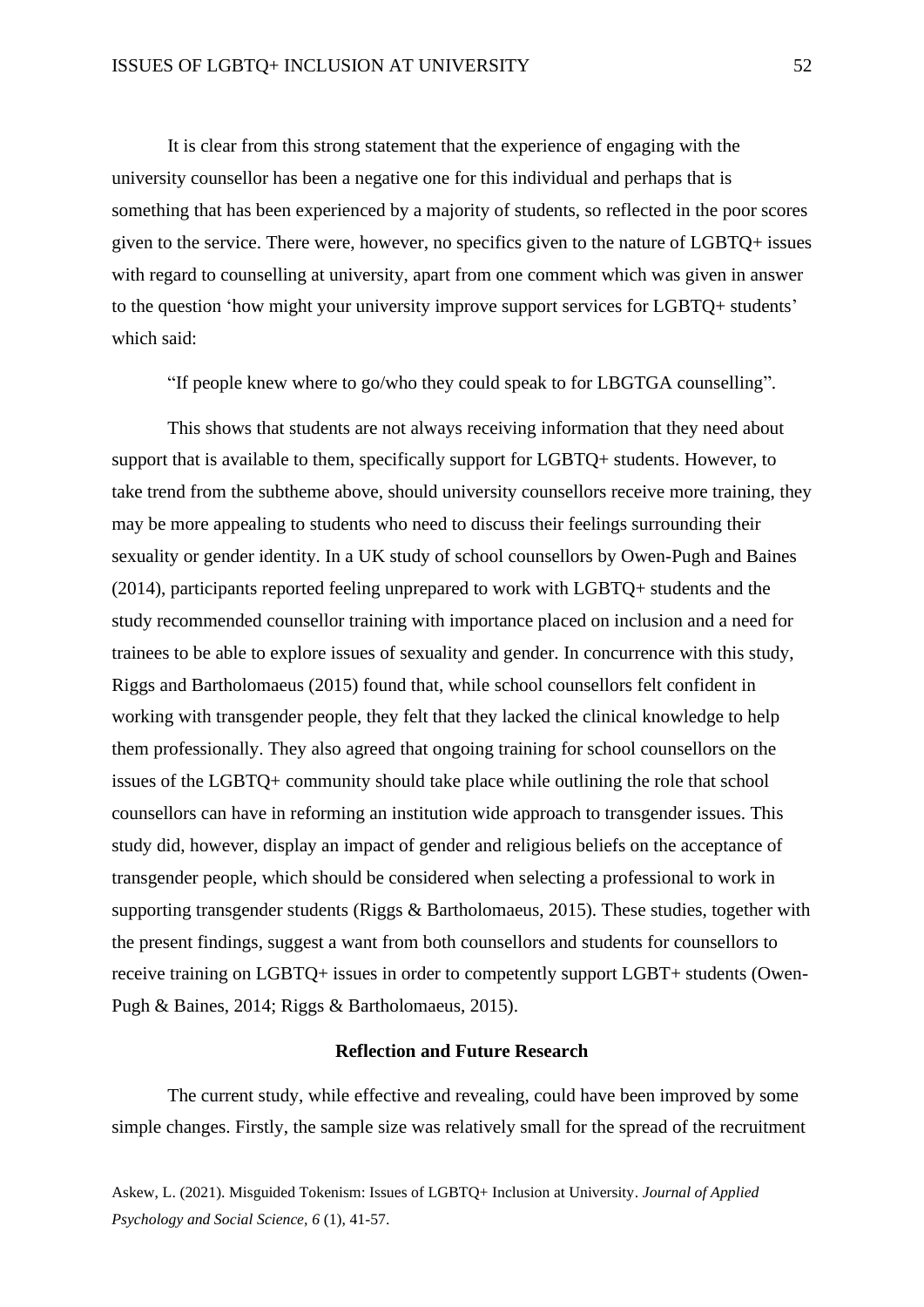It is clear from this strong statement that the experience of engaging with the university counsellor has been a negative one for this individual and perhaps that is something that has been experienced by a majority of students, so reflected in the poor scores given to the service. There were, however, no specifics given to the nature of LGBTQ+ issues with regard to counselling at university, apart from one comment which was given in answer to the question 'how might your university improve support services for LGBTQ+ students' which said:

"If people knew where to go/who they could speak to for LBGTGA counselling".

This shows that students are not always receiving information that they need about support that is available to them, specifically support for LGBTQ+ students. However, to take trend from the subtheme above, should university counsellors receive more training, they may be more appealing to students who need to discuss their feelings surrounding their sexuality or gender identity. In a UK study of school counsellors by Owen-Pugh and Baines (2014), participants reported feeling unprepared to work with LGBTQ+ students and the study recommended counsellor training with importance placed on inclusion and a need for trainees to be able to explore issues of sexuality and gender. In concurrence with this study, Riggs and Bartholomaeus (2015) found that, while school counsellors felt confident in working with transgender people, they felt that they lacked the clinical knowledge to help them professionally. They also agreed that ongoing training for school counsellors on the issues of the LGBTQ+ community should take place while outlining the role that school counsellors can have in reforming an institution wide approach to transgender issues. This study did, however, display an impact of gender and religious beliefs on the acceptance of transgender people, which should be considered when selecting a professional to work in supporting transgender students (Riggs & Bartholomaeus, 2015). These studies, together with the present findings, suggest a want from both counsellors and students for counsellors to receive training on LGBTQ+ issues in order to competently support LGBT+ students (Owen-Pugh & Baines, 2014; Riggs & Bartholomaeus, 2015).

## Reflection and Future Research

The current study, while effective and revealing, could have been improved by some simple changes. Firstly, the sample size was relatively small for the spread of the recruitment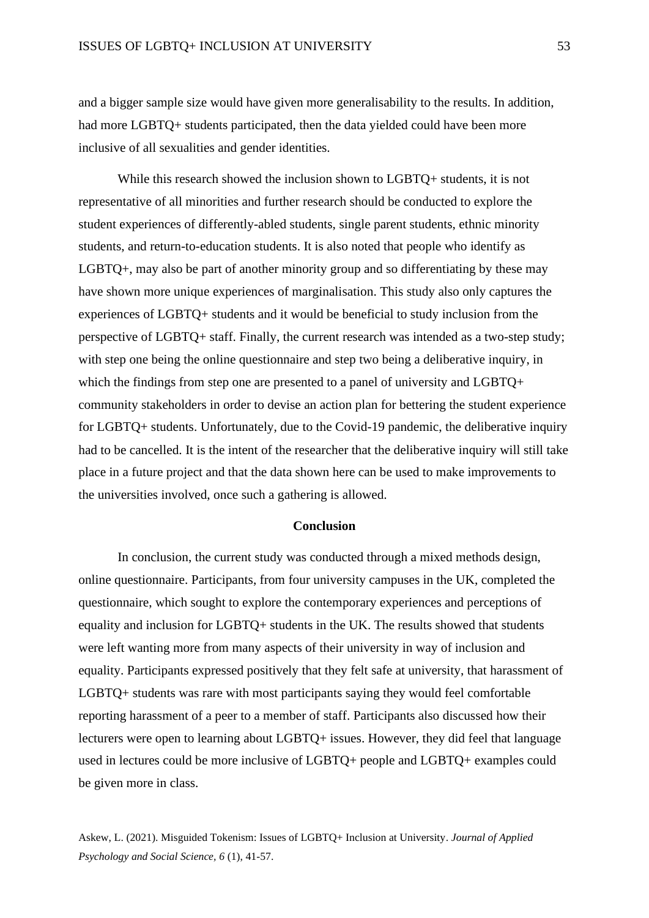and a bigger sample size would have given more generalisability to the results. In addition, had more LGBTQ+ students participated, then the data yielded could have been more inclusive of all sexualities and gender identities.

While this research showed the inclusion shown to LGBTQ+ students, it is not representative of all minorities and further research should be conducted to explore the student experiences of differently-abled students, single parent students, ethnic minority students, and return-to-education students. It is also noted that people who identify as LGBTQ+, may also be part of another minority group and so differentiating by these may have shown more unique experiences of marginalisation. This study also only captures the experiences of LGBTQ+ students and it would be beneficial to study inclusion from the perspective of LGBTQ+ staff. Finally, the current research was intended as a two-step study; with step one being the online questionnaire and step two being a deliberative inquiry, in which the findings from step one are presented to a panel of university and LGBTQ+ community stakeholders in order to devise an action plan for bettering the student experience for LGBTQ+ students. Unfortunately, due to the Covid-19 pandemic, the deliberative inquiry had to be cancelled. It is the intent of the researcher that the deliberative inquiry will still take place in a future project and that the data shown here can be used to make improvements to the universities involved, once such a gathering is allowed.

## Conclusion

In conclusion, the current study was conducted through a mixed methods design, online questionnaire. Participants, from four university campuses in the UK, completed the questionnaire, which sought to explore the contemporary experiences and perceptions of equality and inclusion for LGBTQ+ students in the UK. The results showed that students were left wanting more from many aspects of their university in way of inclusion and equality. Participants expressed positively that they felt safe at university, that harassment of LGBTQ+ students was rare with most participants saying they would feel comfortable reporting harassment of a peer to a member of staff. Participants also discussed how their lecturers were open to learning about LGBTQ+ issues. However, they did feel that language used in lectures could be more inclusive of LGBTQ+ people and LGBTQ+ examples could be given more in class.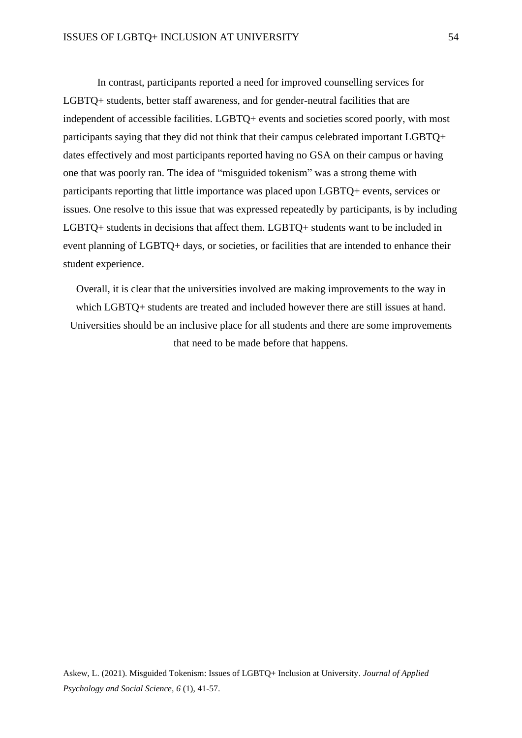In contrast, participants reported a need for improved counselling services for LGBTQ+ students, better staff awareness, and for gender-neutral facilities that are independent of accessible facilities. LGBTQ+ events and societies scored poorly, with most participants saying that they did not think that their campus celebrated important LGBTQ+ dates effectively and most participants reported having no GSA on their campus or having one that was poorly ran. The idea of "misguided tokenism" was a strong theme with participants reporting that little importance was placed upon LGBTQ+ events, services or issues. One resolve to this issue that was expressed repeatedly by participants, is by including LGBTQ+ students in decisions that affect them. LGBTQ+ students want to be included in event planning of LGBTQ+ days, or societies, or facilities that are intended to enhance their student experience.

Overall, it is clear that the universities involved are making improvements to the way in which LGBTQ+ students are treated and included however there are still issues at hand. Universities should be an inclusive place for all students and there are some improvements that need to be made before that happens.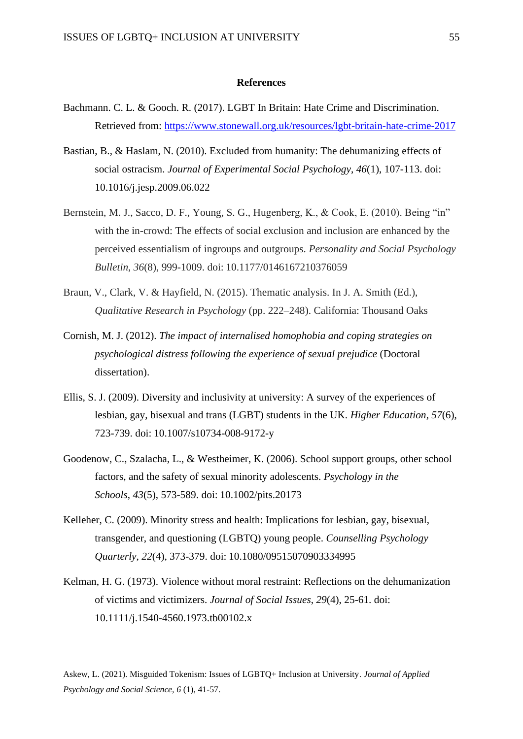**References**

Bachmann. C. L. & Gooch. R. (2017). LGBT In Britain: Hate Crime and Discrimination. Retrieved from: https://www.stonewall.org.uk/resources/lgbt-britain-hate-crime-2017

Bastian, B., & Haslam, N. (2010). Excluded from humanity: The dehumanizing effects of social ostracism. *Journal of Experimental Social Psychology*, *46*(1), 107-113. doi: 10.1016/j.jesp.2009.06.022

Bernstein, M. J., Sacco, D. F., Young, S. G., Hugenberg, K., & Cook, E. (2010). Being "in" with the in-crowd: The effects of social exclusion and inclusion are enhanced by the perceived essentialism of ingroups and outgroups. *Personality and Social Psychology Bulletin*, *36*(8), 999-1009. doi: 10.1177/0146167210376059

Braun, V., Clark, V. & Hayfield, N. (2015). Thematic analysis. In J. A. Smith (Ed.), *Qualitative Research in Psychology* (pp. 222–248). California: Thousand Oaks

Cornish, M. J. (2012). *The impact of internalised homophobia and coping strategies on psychological distress following the experience of sexual prejudice* (Doctoral dissertation).

Ellis, S. J. (2009). Diversity and inclusivity at university: A survey of the experiences of lesbian, gay, bisexual and trans (LGBT) students in the UK. *Higher Education*, *57*(6), 723-739. doi: 10.1007/s10734-008-9172-y

Goodenow, C., Szalacha, L., & Westheimer, K. (2006). School support groups, other school factors, and the safety of sexual minority adolescents. *Psychology in the Schools*, *43*(5), 573-589. doi: 10.1002/pits.20173

Kelleher, C. (2009). Minority stress and health: Implications for lesbian, gay, bisexual, transgender, and questioning (LGBTQ) young people. *Counselling Psychology Quarterly*, *22*(4), 373-379. doi: 10.1080/09515070903334995

Kelman, H. G. (1973). Violence without moral restraint: Reflections on the dehumanization of victims and victimizers. *Journal of Social Issues*, *29*(4), 25-61. doi: 10.1111/j.1540-4560.1973.tb00102.x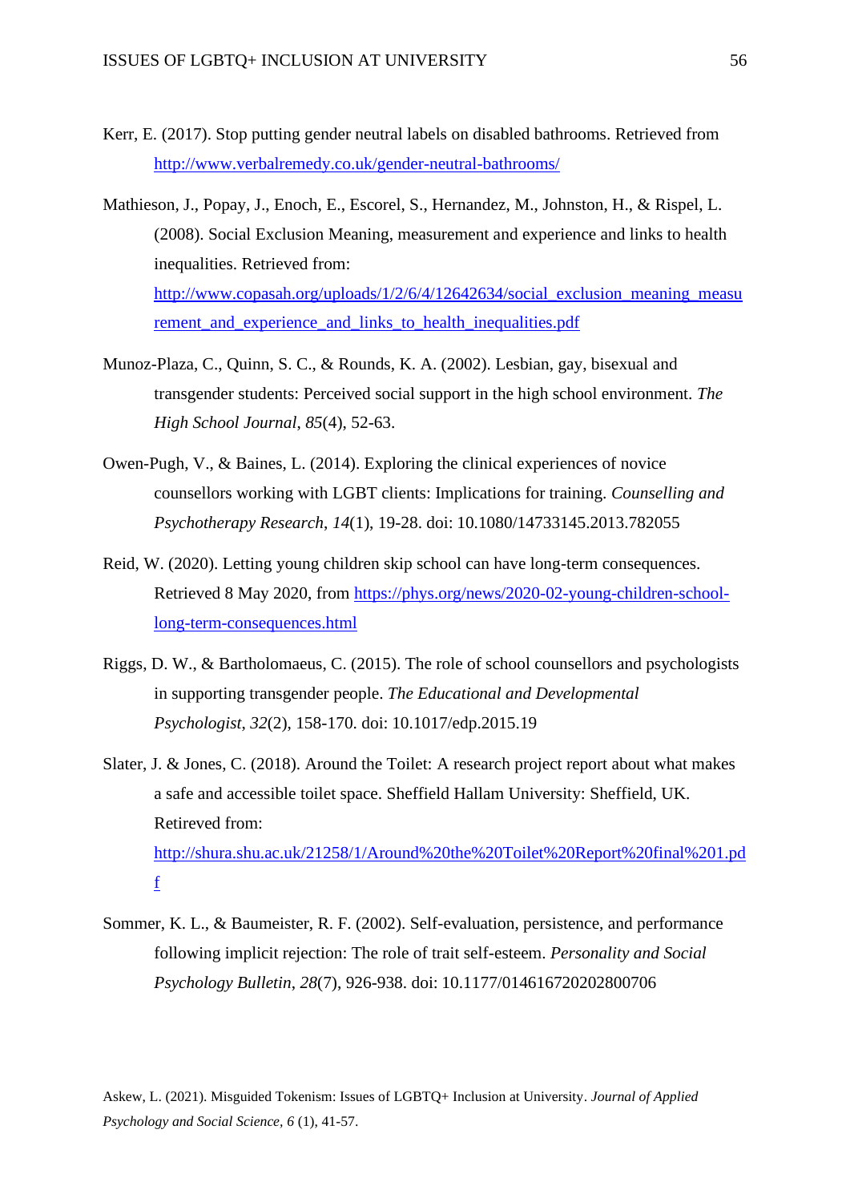Kerr, E. (2017). Stop putting gender neutral labels on disabled bathrooms. Retrieved from http://www.verbalremedy.co.uk/gender-neutral-bathrooms/

Mathieson, J., Popay, J., Enoch, E., Escorel, S., Hernandez, M., Johnston, H., & Rispel, L. (2008). Social Exclusion Meaning, measurement and experience and links to health inequalities. Retrieved from: http://www.copasah.org/uploads/1/2/6/4/12642634/social_exclusion_meaning_measurement_and_experience_and_links_to_health_inequalities.pdf

Munoz-Plaza, C., Quinn, S. C., & Rounds, K. A. (2002). Lesbian, gay, bisexual and transgender students: Perceived social support in the high school environment. *The High School Journal*, *85*(4), 52-63.

Owen-Pugh, V., & Baines, L. (2014). Exploring the clinical experiences of novice counsellors working with LGBT clients: Implications for training. *Counselling and Psychotherapy Research*, *14*(1), 19-28. doi: 10.1080/14733145.2013.782055

Reid, W. (2020). Letting young children skip school can have long-term consequences. Retrieved 8 May 2020, from https://phys.org/news/2020-02-young-children-school-long-term-consequences.html

Riggs, D. W., & Bartholomaeus, C. (2015). The role of school counsellors and psychologists in supporting transgender people. *The Educational and Developmental Psychologist*, *32*(2), 158-170. doi: 10.1017/edp.2015.19

Slater, J. & Jones, C. (2018). Around the Toilet: A research project report about what makes a safe and accessible toilet space. Sheffield Hallam University: Sheffield, UK. Retireved from: http://shura.shu.ac.uk/21258/1/Around%20the%20Toilet%20Report%20final%201.pdf

Sommer, K. L., & Baumeister, R. F. (2002). Self-evaluation, persistence, and performance following implicit rejection: The role of trait self-esteem. *Personality and Social Psychology Bulletin*, *28*(7), 926-938. doi: 10.1177/014616720202800706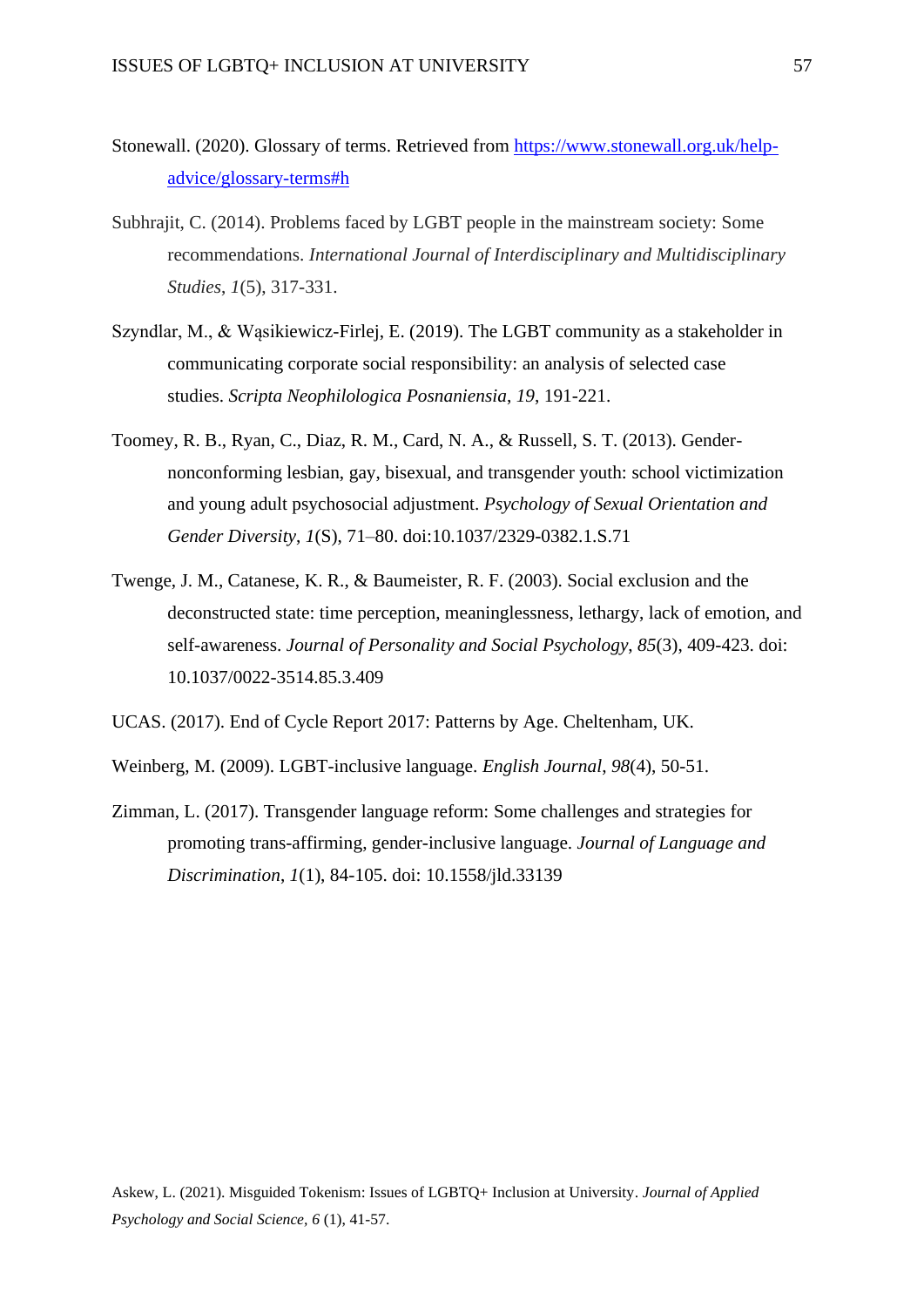Stonewall. (2020). Glossary of terms. Retrieved from [https://www.stonewall.org.uk/help-advice/glossary-terms#h](https://www.stonewall.org.uk/help-advice/glossary-terms#h)

Subhrajit, C. (2014). Problems faced by LGBT people in the mainstream society: Some recommendations. *International Journal of Interdisciplinary and Multidisciplinary Studies*, *1*(5), 317-331.

Szyndlar, M., & Wąsikiewicz-Firlej, E. (2019). The LGBT community as a stakeholder in communicating corporate social responsibility: an analysis of selected case studies. *Scripta Neophilologica Posnaniensia*, *19*, 191-221.

Toomey, R. B., Ryan, C., Diaz, R. M., Card, N. A., & Russell, S. T. (2013). Gender-nonconforming lesbian, gay, bisexual, and transgender youth: school victimization and young adult psychosocial adjustment. *Psychology of Sexual Orientation and Gender Diversity*, *1*(S), 71–80. doi:10.1037/2329-0382.1.S.71

Twenge, J. M., Catanese, K. R., & Baumeister, R. F. (2003). Social exclusion and the deconstructed state: time perception, meaninglessness, lethargy, lack of emotion, and self-awareness. *Journal of Personality and Social Psychology*, *85*(3), 409-423. doi: 10.1037/0022-3514.85.3.409

UCAS. (2017). End of Cycle Report 2017: Patterns by Age. Cheltenham, UK.

Weinberg, M. (2009). LGBT-inclusive language. *English Journal*, *98*(4), 50-51.

Zimman, L. (2017). Transgender language reform: Some challenges and strategies for promoting trans-affirming, gender-inclusive language. *Journal of Language and Discrimination*, *1*(1), 84-105. doi: 10.1558/jld.33139